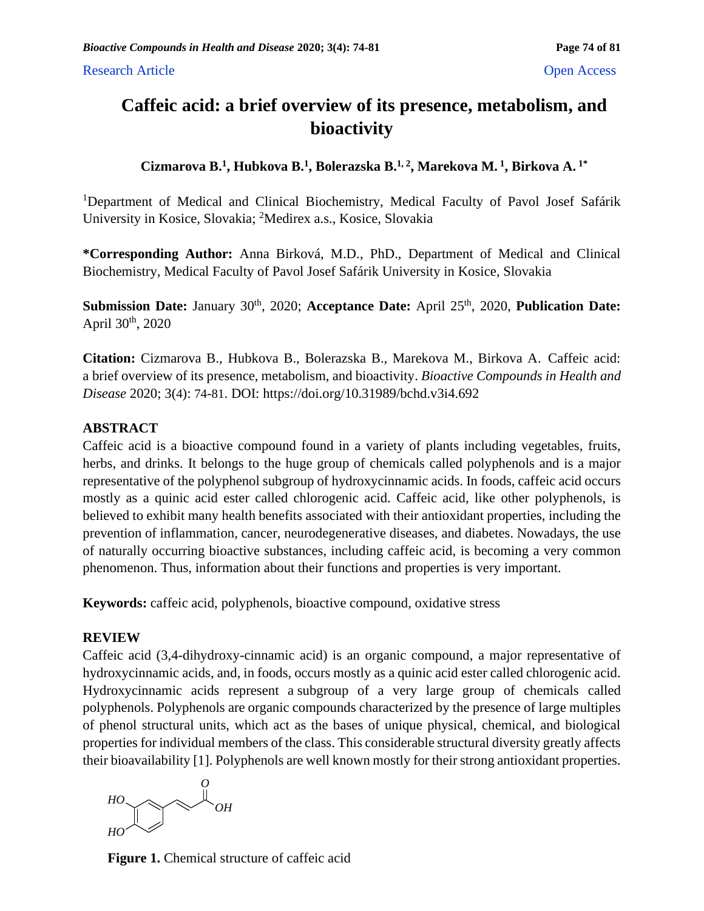Research Article Open Access

# Caffeic acid: a brief overview of its presence, metabolism, and bioactivity

**Cizmarova B.[1], Hubkova B.[1], Bolerazska B.[1, 2], Marekova M. [1], Birkova A. [1*]**

[1]Department of Medical and Clinical Biochemistry, Medical Faculty of Pavol Josef Safárik University in Kosice, Slovakia; [2]Medirex a.s., Kosice, Slovakia

**\*Corresponding Author:** Anna Birková, M.D., PhD., Department of Medical and Clinical Biochemistry, Medical Faculty of Pavol Josef Safárik University in Kosice, Slovakia

**Submission Date:** January 30th, 2020; **Acceptance Date:** April 25th, 2020, **Publication Date:** April 30th, 2020

**Citation:** Cizmarova B., Hubkova B., Bolerazska B., Marekova M., Birkova A. Caffeic acid: a brief overview of its presence, metabolism, and bioactivity. *Bioactive Compounds in Health and Disease* 2020; 3(4): 74-81. DOI: https://doi.org/10.31989/bchd.v3i4.692

## ABSTRACT

Caffeic acid is a bioactive compound found in a variety of plants including vegetables, fruits, herbs, and drinks. It belongs to the huge group of chemicals called polyphenols and is a major representative of the polyphenol subgroup of hydroxycinnamic acids. In foods, caffeic acid occurs mostly as a quinic acid ester called chlorogenic acid. Caffeic acid, like other polyphenols, is believed to exhibit many health benefits associated with their antioxidant properties, including the prevention of inflammation, cancer, neurodegenerative diseases, and diabetes. Nowadays, the use of naturally occurring bioactive substances, including caffeic acid, is becoming a very common phenomenon. Thus, information about their functions and properties is very important.

**Keywords:** caffeic acid, polyphenols, bioactive compound, oxidative stress

## REVIEW

Caffeic acid (3,4-dihydroxy-cinnamic acid) is an organic compound, a major representative of hydroxycinnamic acids, and, in foods, occurs mostly as a quinic acid ester called chlorogenic acid. Hydroxycinnamic acids represent a subgroup of a very large group of chemicals called polyphenols. Polyphenols are organic compounds characterized by the presence of large multiples of phenol structural units, which act as the bases of unique physical, chemical, and biological properties for individual members of the class. This considerable structural diversity greatly affects their bioavailability [1]. Polyphenols are well known mostly for their strong antioxidant properties.

**Figure 1.** Chemical structure of caffeic acid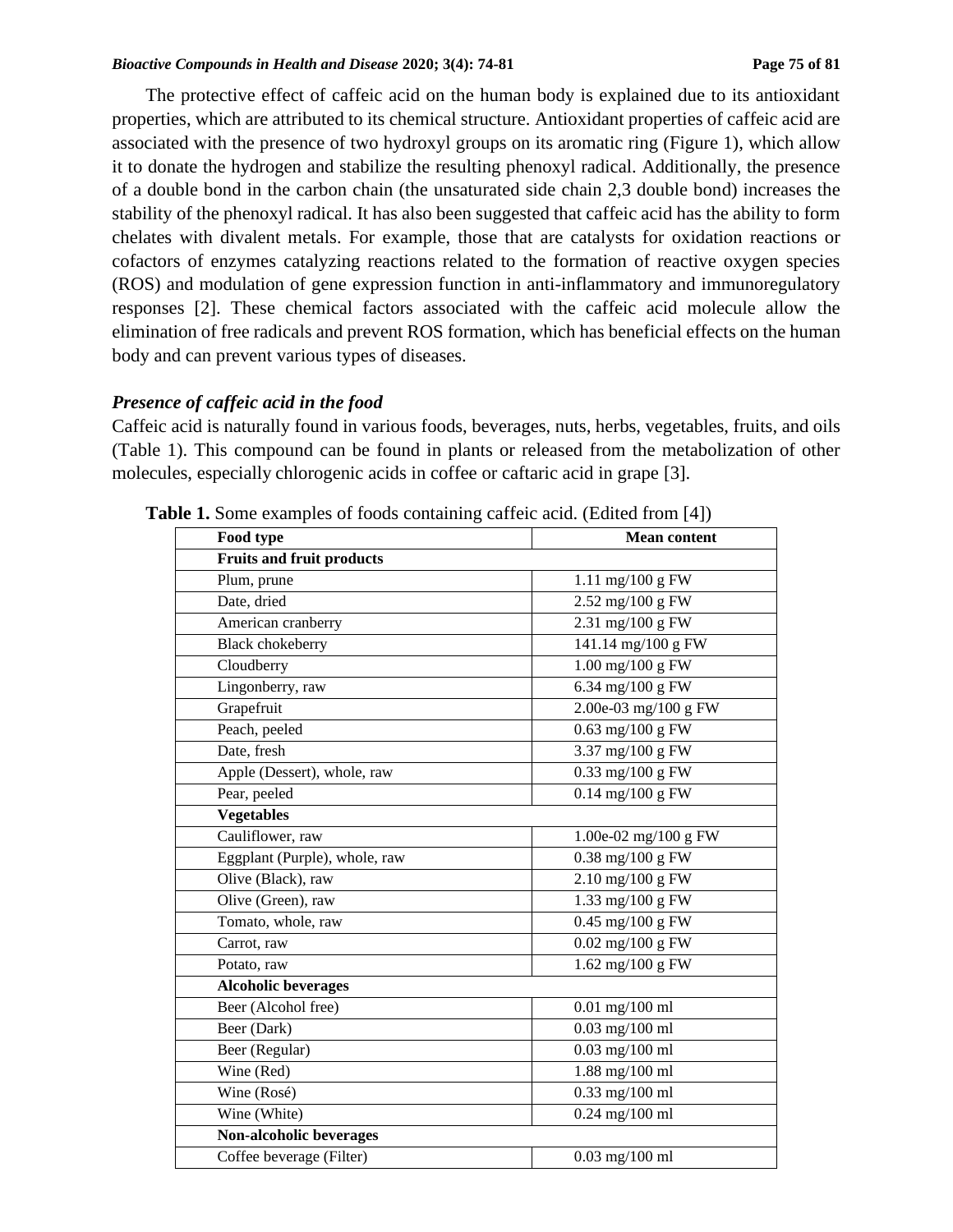The protective effect of caffeic acid on the human body is explained due to its antioxidant properties, which are attributed to its chemical structure. Antioxidant properties of caffeic acid are associated with the presence of two hydroxyl groups on its aromatic ring (Figure 1), which allow it to donate the hydrogen and stabilize the resulting phenoxyl radical. Additionally, the presence of a double bond in the carbon chain (the unsaturated side chain 2,3 double bond) increases the stability of the phenoxyl radical. It has also been suggested that caffeic acid has the ability to form chelates with divalent metals. For example, those that are catalysts for oxidation reactions or cofactors of enzymes catalyzing reactions related to the formation of reactive oxygen species (ROS) and modulation of gene expression function in anti-inflammatory and immunoregulatory responses [2]. These chemical factors associated with the caffeic acid molecule allow the elimination of free radicals and prevent ROS formation, which has beneficial effects on the human body and can prevent various types of diseases.

### *Presence of caffeic acid in the food*

Caffeic acid is naturally found in various foods, beverages, nuts, herbs, vegetables, fruits, and oils (Table 1). This compound can be found in plants or released from the metabolization of other molecules, especially chlorogenic acids in coffee or caftaric acid in grape [3].

**Table 1.** Some examples of foods containing caffeic acid. (Edited from [4])

| Food type | Mean content |
|---|---|
| **Fruits and fruit products** | |
| Plum, prune | 1.11 mg/100 g FW |
| Date, dried | 2.52 mg/100 g FW |
| American cranberry | 2.31 mg/100 g FW |
| Black chokeberry | 141.14 mg/100 g FW |
| Cloudberry | 1.00 mg/100 g FW |
| Lingonberry, raw | 6.34 mg/100 g FW |
| Grapefruit | 2.00e-03 mg/100 g FW |
| Peach, peeled | 0.63 mg/100 g FW |
| Date, fresh | 3.37 mg/100 g FW |
| Apple (Dessert), whole, raw | 0.33 mg/100 g FW |
| Pear, peeled | 0.14 mg/100 g FW |
| **Vegetables** | |
| Cauliflower, raw | 1.00e-02 mg/100 g FW |
| Eggplant (Purple), whole, raw | 0.38 mg/100 g FW |
| Olive (Black), raw | 2.10 mg/100 g FW |
| Olive (Green), raw | 1.33 mg/100 g FW |
| Tomato, whole, raw | 0.45 mg/100 g FW |
| Carrot, raw | 0.02 mg/100 g FW |
| Potato, raw | 1.62 mg/100 g FW |
| **Alcoholic beverages** | |
| Beer (Alcohol free) | 0.01 mg/100 ml |
| Beer (Dark) | 0.03 mg/100 ml |
| Beer (Regular) | 0.03 mg/100 ml |
| Wine (Red) | 1.88 mg/100 ml |
| Wine (Rosé) | 0.33 mg/100 ml |
| Wine (White) | 0.24 mg/100 ml |
| **Non-alcoholic beverages** | |
| Coffee beverage (Filter) | 0.03 mg/100 ml |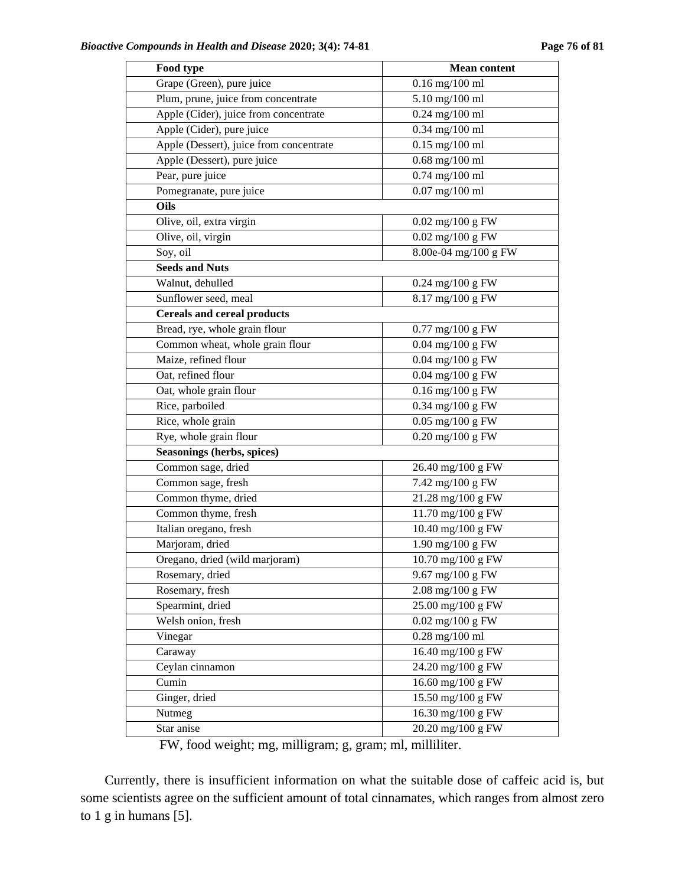| Food type | Mean content |
| --- | --- |
| Grape (Green), pure juice | 0.16 mg/100 ml |
| Plum, prune, juice from concentrate | 5.10 mg/100 ml |
| Apple (Cider), juice from concentrate | 0.24 mg/100 ml |
| Apple (Cider), pure juice | 0.34 mg/100 ml |
| Apple (Dessert), juice from concentrate | 0.15 mg/100 ml |
| Apple (Dessert), pure juice | 0.68 mg/100 ml |
| Pear, pure juice | 0.74 mg/100 ml |
| Pomegranate, pure juice | 0.07 mg/100 ml |
| **Oils** | |
| Olive, oil, extra virgin | 0.02 mg/100 g FW |
| Olive, oil, virgin | 0.02 mg/100 g FW |
| Soy, oil | 8.00e-04 mg/100 g FW |
| **Seeds and Nuts** | |
| Walnut, dehulled | 0.24 mg/100 g FW |
| Sunflower seed, meal | 8.17 mg/100 g FW |
| **Cereals and cereal products** | |
| Bread, rye, whole grain flour | 0.77 mg/100 g FW |
| Common wheat, whole grain flour | 0.04 mg/100 g FW |
| Maize, refined flour | 0.04 mg/100 g FW |
| Oat, refined flour | 0.04 mg/100 g FW |
| Oat, whole grain flour | 0.16 mg/100 g FW |
| Rice, parboiled | 0.34 mg/100 g FW |
| Rice, whole grain | 0.05 mg/100 g FW |
| Rye, whole grain flour | 0.20 mg/100 g FW |
| **Seasonings (herbs, spices)** | |
| Common sage, dried | 26.40 mg/100 g FW |
| Common sage, fresh | 7.42 mg/100 g FW |
| Common thyme, dried | 21.28 mg/100 g FW |
| Common thyme, fresh | 11.70 mg/100 g FW |
| Italian oregano, fresh | 10.40 mg/100 g FW |
| Marjoram, dried | 1.90 mg/100 g FW |
| Oregano, dried (wild marjoram) | 10.70 mg/100 g FW |
| Rosemary, dried | 9.67 mg/100 g FW |
| Rosemary, fresh | 2.08 mg/100 g FW |
| Spearmint, dried | 25.00 mg/100 g FW |
| Welsh onion, fresh | 0.02 mg/100 g FW |
| Vinegar | 0.28 mg/100 ml |
| Caraway | 16.40 mg/100 g FW |
| Ceylan cinnamon | 24.20 mg/100 g FW |
| Cumin | 16.60 mg/100 g FW |
| Ginger, dried | 15.50 mg/100 g FW |
| Nutmeg | 16.30 mg/100 g FW |
| Star anise | 20.20 mg/100 g FW |

FW, food weight; mg, milligram; g, gram; ml, milliliter.

Currently, there is insufficient information on what the suitable dose of caffeic acid is, but some scientists agree on the sufficient amount of total cinnamates, which ranges from almost zero to 1 g in humans [5].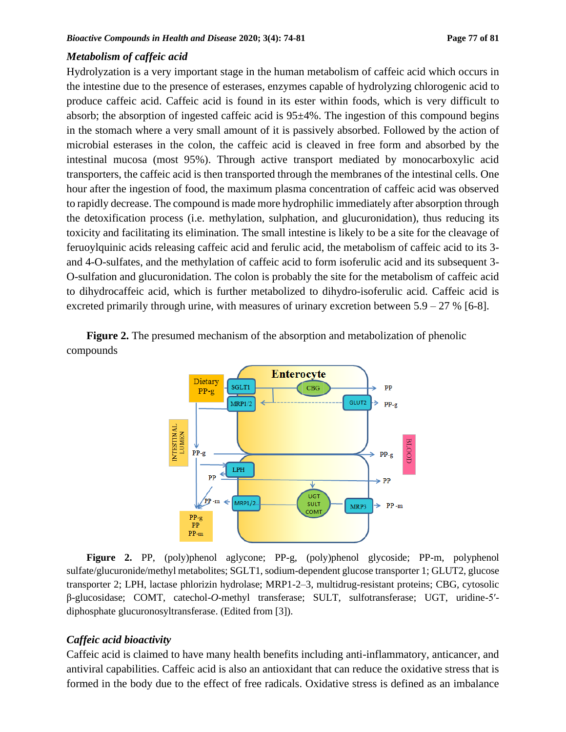### *Metabolism of caffeic acid*

Hydrolyzation is a very important stage in the human metabolism of caffeic acid which occurs in the intestine due to the presence of esterases, enzymes capable of hydrolyzing chlorogenic acid to produce caffeic acid. Caffeic acid is found in its ester within foods, which is very difficult to absorb; the absorption of ingested caffeic acid is 95±4%. The ingestion of this compound begins in the stomach where a very small amount of it is passively absorbed. Followed by the action of microbial esterases in the colon, the caffeic acid is cleaved in free form and absorbed by the intestinal mucosa (most 95%). Through active transport mediated by monocarboxylic acid transporters, the caffeic acid is then transported through the membranes of the intestinal cells. One hour after the ingestion of food, the maximum plasma concentration of caffeic acid was observed to rapidly decrease. The compound is made more hydrophilic immediately after absorption through the detoxification process (i.e. methylation, sulphation, and glucuronidation), thus reducing its toxicity and facilitating its elimination. The small intestine is likely to be a site for the cleavage of feruoylquinic acids releasing caffeic acid and ferulic acid, the metabolism of caffeic acid to its 3- and 4-O-sulfates, and the methylation of caffeic acid to form isoferulic acid and its subsequent 3-O-sulfation and glucuronidation. The colon is probably the site for the metabolism of caffeic acid to dihydrocaffeic acid, which is further metabolized to dihydro-isoferulic acid. Caffeic acid is excreted primarily through urine, with measures of urinary excretion between 5.9 – 27 % [6-8].

**Figure 2.** The presumed mechanism of the absorption and metabolization of phenolic compounds

**Figure 2.** PP, (poly)phenol aglycone; PP-g, (poly)phenol glycoside; PP-m, polyphenol sulfate/glucuronide/methyl metabolites; SGLT1, sodium-dependent glucose transporter 1; GLUT2, glucose transporter 2; LPH, lactase phlorizin hydrolase; MRP1-2–3, multidrug-resistant proteins; CBG, cytosolic β-glucosidase; COMT, catechol-*O*-methyl transferase; SULT, sulfotransferase; UGT, uridine-5′-diphosphate glucuronosyltransferase. (Edited from [3]).

### *Caffeic acid bioactivity*

Caffeic acid is claimed to have many health benefits including anti-inflammatory, anticancer, and antiviral capabilities. Caffeic acid is also an antioxidant that can reduce the oxidative stress that is formed in the body due to the effect of free radicals. Oxidative stress is defined as an imbalance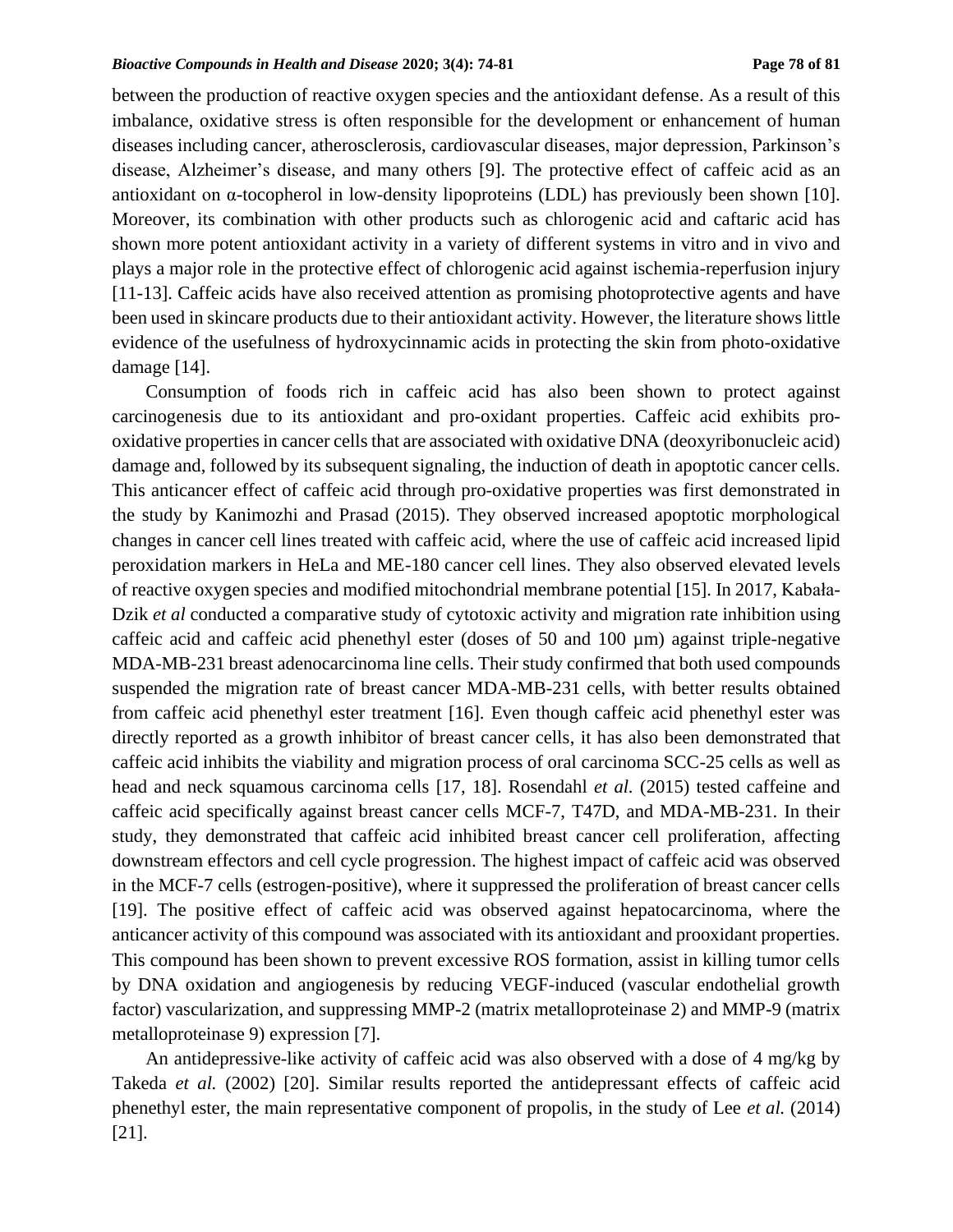between the production of reactive oxygen species and the antioxidant defense. As a result of this imbalance, oxidative stress is often responsible for the development or enhancement of human diseases including cancer, atherosclerosis, cardiovascular diseases, major depression, Parkinson's disease, Alzheimer's disease, and many others [9]. The protective effect of caffeic acid as an antioxidant on α-tocopherol in low-density lipoproteins (LDL) has previously been shown [10]. Moreover, its combination with other products such as chlorogenic acid and caftaric acid has shown more potent antioxidant activity in a variety of different systems in vitro and in vivo and plays a major role in the protective effect of chlorogenic acid against ischemia-reperfusion injury [11-13]. Caffeic acids have also received attention as promising photoprotective agents and have been used in skincare products due to their antioxidant activity. However, the literature shows little evidence of the usefulness of hydroxycinnamic acids in protecting the skin from photo-oxidative damage [14].

Consumption of foods rich in caffeic acid has also been shown to protect against carcinogenesis due to its antioxidant and pro-oxidant properties. Caffeic acid exhibits pro-oxidative properties in cancer cells that are associated with oxidative DNA (deoxyribonucleic acid) damage and, followed by its subsequent signaling, the induction of death in apoptotic cancer cells. This anticancer effect of caffeic acid through pro-oxidative properties was first demonstrated in the study by Kanimozhi and Prasad (2015). They observed increased apoptotic morphological changes in cancer cell lines treated with caffeic acid, where the use of caffeic acid increased lipid peroxidation markers in HeLa and ME-180 cancer cell lines. They also observed elevated levels of reactive oxygen species and modified mitochondrial membrane potential [15]. In 2017, Kabała-Dzik *et al* conducted a comparative study of cytotoxic activity and migration rate inhibition using caffeic acid and caffeic acid phenethyl ester (doses of 50 and 100 µm) against triple-negative MDA-MB-231 breast adenocarcinoma line cells. Their study confirmed that both used compounds suspended the migration rate of breast cancer MDA-MB-231 cells, with better results obtained from caffeic acid phenethyl ester treatment [16]. Even though caffeic acid phenethyl ester was directly reported as a growth inhibitor of breast cancer cells, it has also been demonstrated that caffeic acid inhibits the viability and migration process of oral carcinoma SCC-25 cells as well as head and neck squamous carcinoma cells [17, 18]. Rosendahl *et al.* (2015) tested caffeine and caffeic acid specifically against breast cancer cells MCF-7, T47D, and MDA-MB-231. In their study, they demonstrated that caffeic acid inhibited breast cancer cell proliferation, affecting downstream effectors and cell cycle progression. The highest impact of caffeic acid was observed in the MCF-7 cells (estrogen-positive), where it suppressed the proliferation of breast cancer cells [19]. The positive effect of caffeic acid was observed against hepatocarcinoma, where the anticancer activity of this compound was associated with its antioxidant and prooxidant properties. This compound has been shown to prevent excessive ROS formation, assist in killing tumor cells by DNA oxidation and angiogenesis by reducing VEGF-induced (vascular endothelial growth factor) vascularization, and suppressing MMP-2 (matrix metalloproteinase 2) and MMP-9 (matrix metalloproteinase 9) expression [7].

An antidepressive-like activity of caffeic acid was also observed with a dose of 4 mg/kg by Takeda *et al.* (2002) [20]. Similar results reported the antidepressant effects of caffeic acid phenethyl ester, the main representative component of propolis, in the study of Lee *et al.* (2014) [21].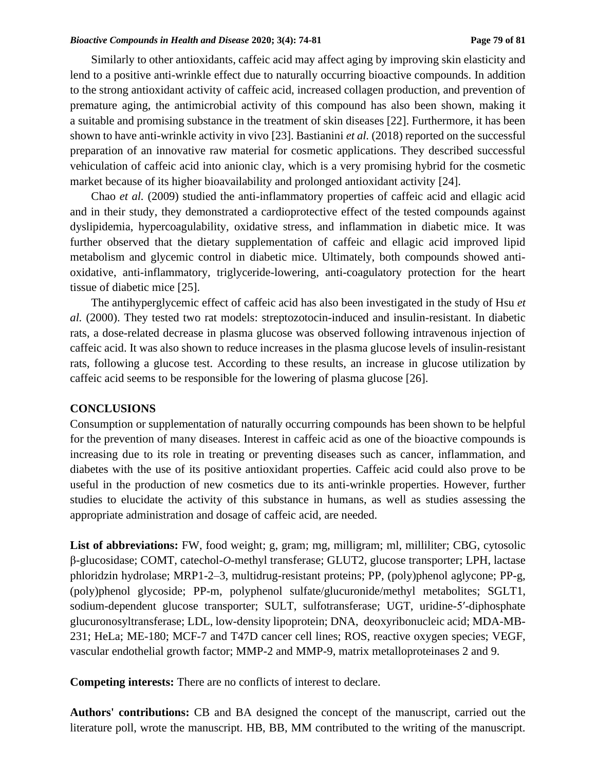Similarly to other antioxidants, caffeic acid may affect aging by improving skin elasticity and lend to a positive anti-wrinkle effect due to naturally occurring bioactive compounds. In addition to the strong antioxidant activity of caffeic acid, increased collagen production, and prevention of premature aging, the antimicrobial activity of this compound has also been shown, making it a suitable and promising substance in the treatment of skin diseases [22]. Furthermore, it has been shown to have anti-wrinkle activity in vivo [23]. Bastianini *et al.* (2018) reported on the successful preparation of an innovative raw material for cosmetic applications. They described successful vehiculation of caffeic acid into anionic clay, which is a very promising hybrid for the cosmetic market because of its higher bioavailability and prolonged antioxidant activity [24].

Chao *et al.* (2009) studied the anti-inflammatory properties of caffeic acid and ellagic acid and in their study, they demonstrated a cardioprotective effect of the tested compounds against dyslipidemia, hypercoagulability, oxidative stress, and inflammation in diabetic mice. It was further observed that the dietary supplementation of caffeic and ellagic acid improved lipid metabolism and glycemic control in diabetic mice. Ultimately, both compounds showed anti-oxidative, anti-inflammatory, triglyceride-lowering, anti-coagulatory protection for the heart tissue of diabetic mice [25].

The antihyperglycemic effect of caffeic acid has also been investigated in the study of Hsu *et al.* (2000). They tested two rat models: streptozotocin-induced and insulin-resistant. In diabetic rats, a dose-related decrease in plasma glucose was observed following intravenous injection of caffeic acid. It was also shown to reduce increases in the plasma glucose levels of insulin-resistant rats, following a glucose test. According to these results, an increase in glucose utilization by caffeic acid seems to be responsible for the lowering of plasma glucose [26].

## CONCLUSIONS

Consumption or supplementation of naturally occurring compounds has been shown to be helpful for the prevention of many diseases. Interest in caffeic acid as one of the bioactive compounds is increasing due to its role in treating or preventing diseases such as cancer, inflammation, and diabetes with the use of its positive antioxidant properties. Caffeic acid could also prove to be useful in the production of new cosmetics due to its anti-wrinkle properties. However, further studies to elucidate the activity of this substance in humans, as well as studies assessing the appropriate administration and dosage of caffeic acid, are needed.

**List of abbreviations:** FW, food weight; g, gram; mg, milligram; ml, milliliter; CBG, cytosolic β-glucosidase; COMT, catechol-*O*-methyl transferase; GLUT2, glucose transporter; LPH, lactase phloridzin hydrolase; MRP1-2–3, multidrug-resistant proteins; PP, (poly)phenol aglycone; PP-g, (poly)phenol glycoside; PP-m, polyphenol sulfate/glucuronide/methyl metabolites; SGLT1, sodium-dependent glucose transporter; SULT, sulfotransferase; UGT, uridine-5′-diphosphate glucuronosyltransferase; LDL, low-density lipoprotein; DNA, deoxyribonucleic acid; MDA-MB-231; HeLa; ME-180; MCF-7 and T47D cancer cell lines; ROS, reactive oxygen species; VEGF, vascular endothelial growth factor; MMP-2 and MMP-9, matrix metalloproteinases 2 and 9.

**Competing interests:** There are no conflicts of interest to declare.

**Authors' contributions:** CB and BA designed the concept of the manuscript, carried out the literature poll, wrote the manuscript. HB, BB, MM contributed to the writing of the manuscript.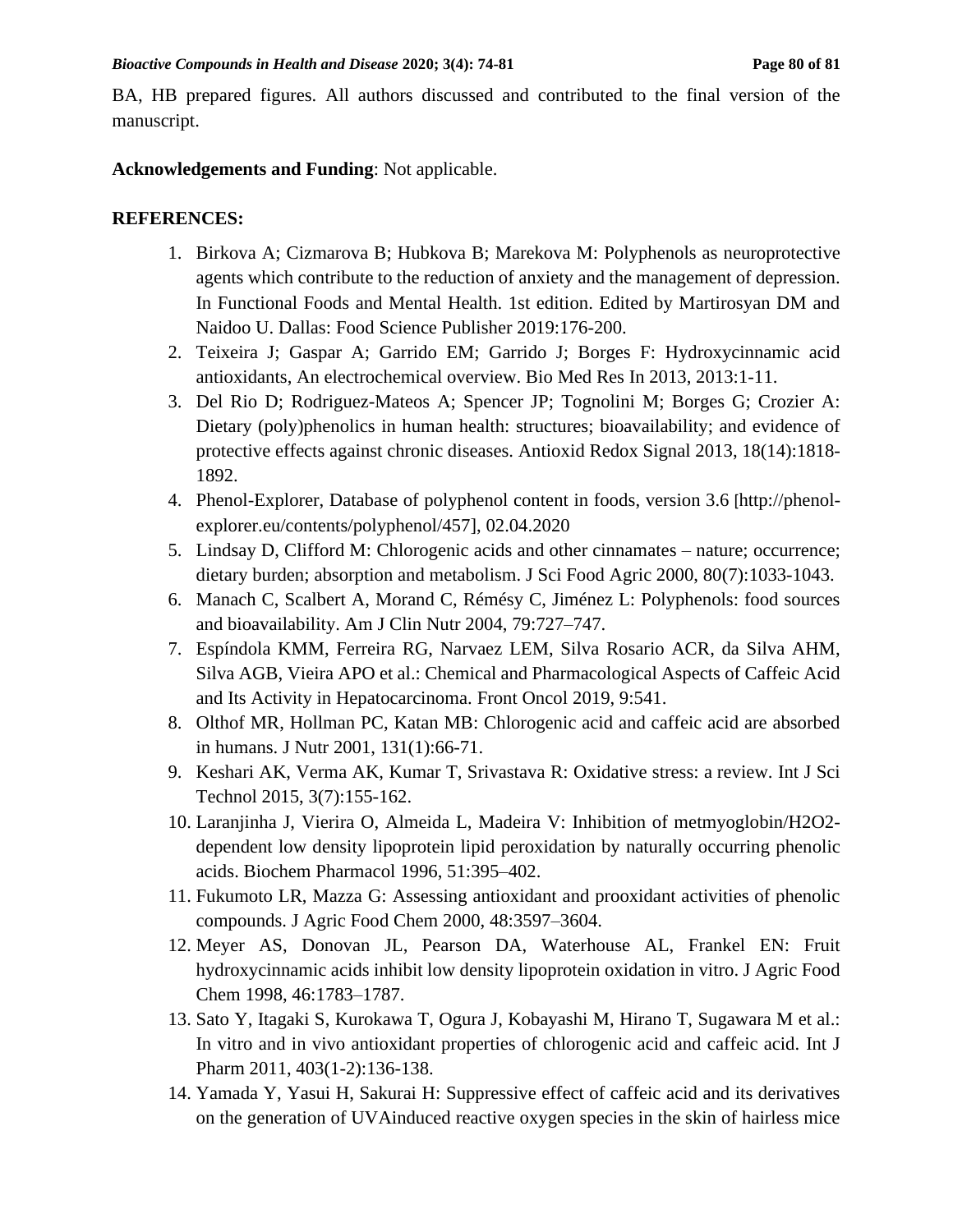BA, HB prepared figures. All authors discussed and contributed to the final version of the manuscript.

**Acknowledgements and Funding**: Not applicable.

**REFERENCES:**

1. Birkova A; Cizmarova B; Hubkova B; Marekova M: Polyphenols as neuroprotective agents which contribute to the reduction of anxiety and the management of depression. In Functional Foods and Mental Health. 1st edition. Edited by Martirosyan DM and Naidoo U. Dallas: Food Science Publisher 2019:176-200.
2. Teixeira J; Gaspar A; Garrido EM; Garrido J; Borges F: Hydroxycinnamic acid antioxidants, An electrochemical overview. Bio Med Res In 2013, 2013:1-11.
3. Del Rio D; Rodriguez-Mateos A; Spencer JP; Tognolini M; Borges G; Crozier A: Dietary (poly)phenolics in human health: structures; bioavailability; and evidence of protective effects against chronic diseases. Antioxid Redox Signal 2013, 18(14):1818-1892.
4. Phenol-Explorer, Database of polyphenol content in foods, version 3.6 [http://phenol-explorer.eu/contents/polyphenol/457], 02.04.2020
5. Lindsay D, Clifford M: Chlorogenic acids and other cinnamates – nature; occurrence; dietary burden; absorption and metabolism. J Sci Food Agric 2000, 80(7):1033-1043.
6. Manach C, Scalbert A, Morand C, Rémésy C, Jiménez L: Polyphenols: food sources and bioavailability. Am J Clin Nutr 2004, 79:727–747.
7. Espíndola KMM, Ferreira RG, Narvaez LEM, Silva Rosario ACR, da Silva AHM, Silva AGB, Vieira APO et al.: Chemical and Pharmacological Aspects of Caffeic Acid and Its Activity in Hepatocarcinoma. Front Oncol 2019, 9:541.
8. Olthof MR, Hollman PC, Katan MB: Chlorogenic acid and caffeic acid are absorbed in humans. J Nutr 2001, 131(1):66-71.
9. Keshari AK, Verma AK, Kumar T, Srivastava R: Oxidative stress: a review. Int J Sci Technol 2015, 3(7):155-162.
10. Laranjinha J, Vierira O, Almeida L, Madeira V: Inhibition of metmyoglobin/H2O2-dependent low density lipoprotein lipid peroxidation by naturally occurring phenolic acids. Biochem Pharmacol 1996, 51:395–402.
11. Fukumoto LR, Mazza G: Assessing antioxidant and prooxidant activities of phenolic compounds. J Agric Food Chem 2000, 48:3597–3604.
12. Meyer AS, Donovan JL, Pearson DA, Waterhouse AL, Frankel EN: Fruit hydroxycinnamic acids inhibit low density lipoprotein oxidation in vitro. J Agric Food Chem 1998, 46:1783–1787.
13. Sato Y, Itagaki S, Kurokawa T, Ogura J, Kobayashi M, Hirano T, Sugawara M et al.: In vitro and in vivo antioxidant properties of chlorogenic acid and caffeic acid. Int J Pharm 2011, 403(1-2):136-138.
14. Yamada Y, Yasui H, Sakurai H: Suppressive effect of caffeic acid and its derivatives on the generation of UVAinduced reactive oxygen species in the skin of hairless mice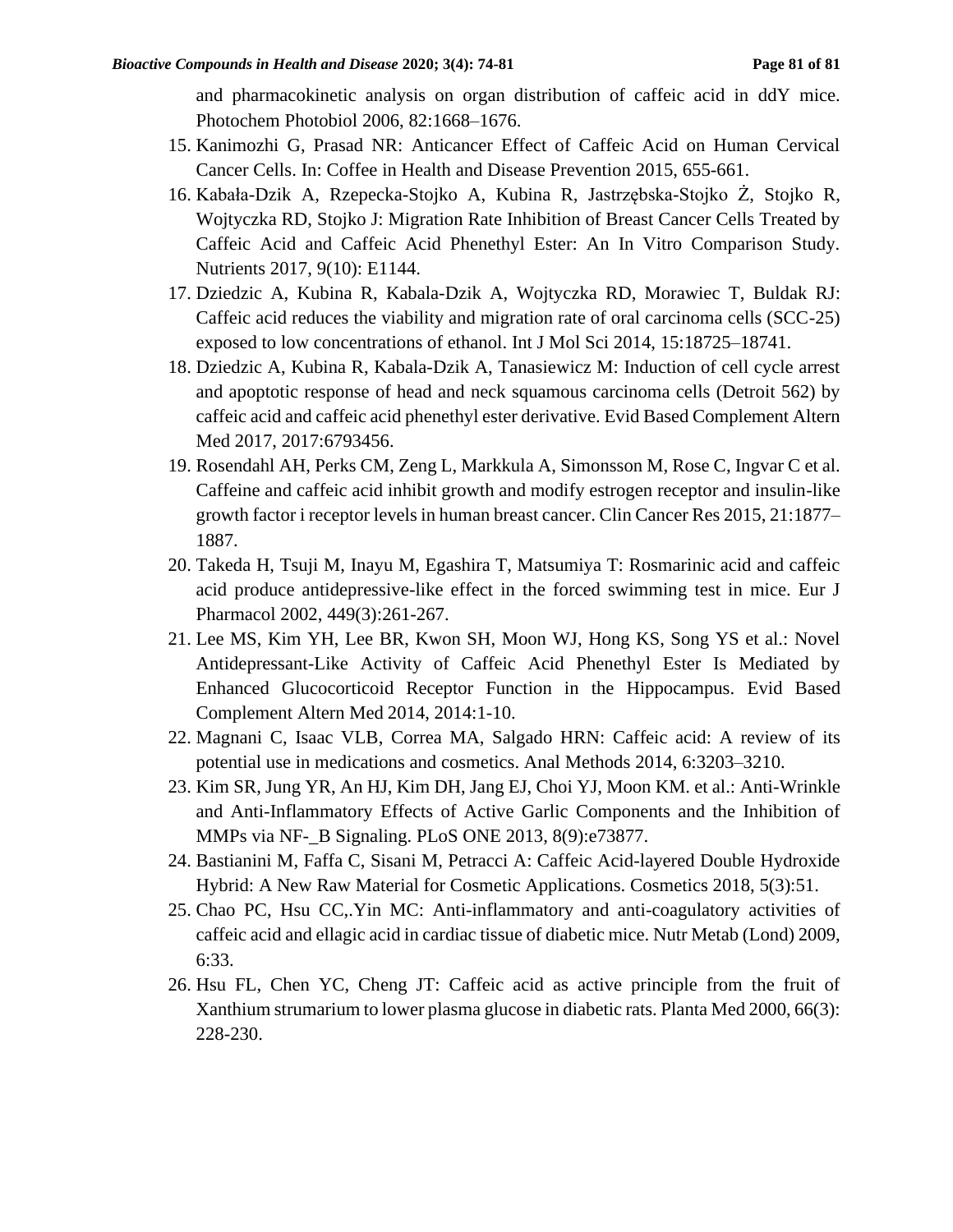and pharmacokinetic analysis on organ distribution of caffeic acid in ddY mice. Photochem Photobiol 2006, 82:1668–1676.

15. Kanimozhi G, Prasad NR: Anticancer Effect of Caffeic Acid on Human Cervical Cancer Cells. In: Coffee in Health and Disease Prevention 2015, 655-661.
16. Kabała-Dzik A, Rzepecka-Stojko A, Kubina R, Jastrzębska-Stojko Ż, Stojko R, Wojtyczka RD, Stojko J: Migration Rate Inhibition of Breast Cancer Cells Treated by Caffeic Acid and Caffeic Acid Phenethyl Ester: An In Vitro Comparison Study. Nutrients 2017, 9(10): E1144.
17. Dziedzic A, Kubina R, Kabala-Dzik A, Wojtyczka RD, Morawiec T, Buldak RJ: Caffeic acid reduces the viability and migration rate of oral carcinoma cells (SCC-25) exposed to low concentrations of ethanol. Int J Mol Sci 2014, 15:18725–18741.
18. Dziedzic A, Kubina R, Kabala-Dzik A, Tanasiewicz M: Induction of cell cycle arrest and apoptotic response of head and neck squamous carcinoma cells (Detroit 562) by caffeic acid and caffeic acid phenethyl ester derivative. Evid Based Complement Altern Med 2017, 2017:6793456.
19. Rosendahl AH, Perks CM, Zeng L, Markkula A, Simonsson M, Rose C, Ingvar C et al. Caffeine and caffeic acid inhibit growth and modify estrogen receptor and insulin-like growth factor i receptor levels in human breast cancer. Clin Cancer Res 2015, 21:1877–1887.
20. Takeda H, Tsuji M, Inayu M, Egashira T, Matsumiya T: Rosmarinic acid and caffeic acid produce antidepressive-like effect in the forced swimming test in mice. Eur J Pharmacol 2002, 449(3):261-267.
21. Lee MS, Kim YH, Lee BR, Kwon SH, Moon WJ, Hong KS, Song YS et al.: Novel Antidepressant-Like Activity of Caffeic Acid Phenethyl Ester Is Mediated by Enhanced Glucocorticoid Receptor Function in the Hippocampus. Evid Based Complement Altern Med 2014, 2014:1-10.
22. Magnani C, Isaac VLB, Correa MA, Salgado HRN: Caffeic acid: A review of its potential use in medications and cosmetics. Anal Methods 2014, 6:3203–3210.
23. Kim SR, Jung YR, An HJ, Kim DH, Jang EJ, Choi YJ, Moon KM. et al.: Anti-Wrinkle and Anti-Inflammatory Effects of Active Garlic Components and the Inhibition of MMPs via NF-_B Signaling. PLoS ONE 2013, 8(9):e73877.
24. Bastianini M, Faffa C, Sisani M, Petracci A: Caffeic Acid-layered Double Hydroxide Hybrid: A New Raw Material for Cosmetic Applications. Cosmetics 2018, 5(3):51.
25. Chao PC, Hsu CC,.Yin MC: Anti-inflammatory and anti-coagulatory activities of caffeic acid and ellagic acid in cardiac tissue of diabetic mice. Nutr Metab (Lond) 2009, 6:33.
26. Hsu FL, Chen YC, Cheng JT: Caffeic acid as active principle from the fruit of Xanthium strumarium to lower plasma glucose in diabetic rats. Planta Med 2000, 66(3): 228-230.